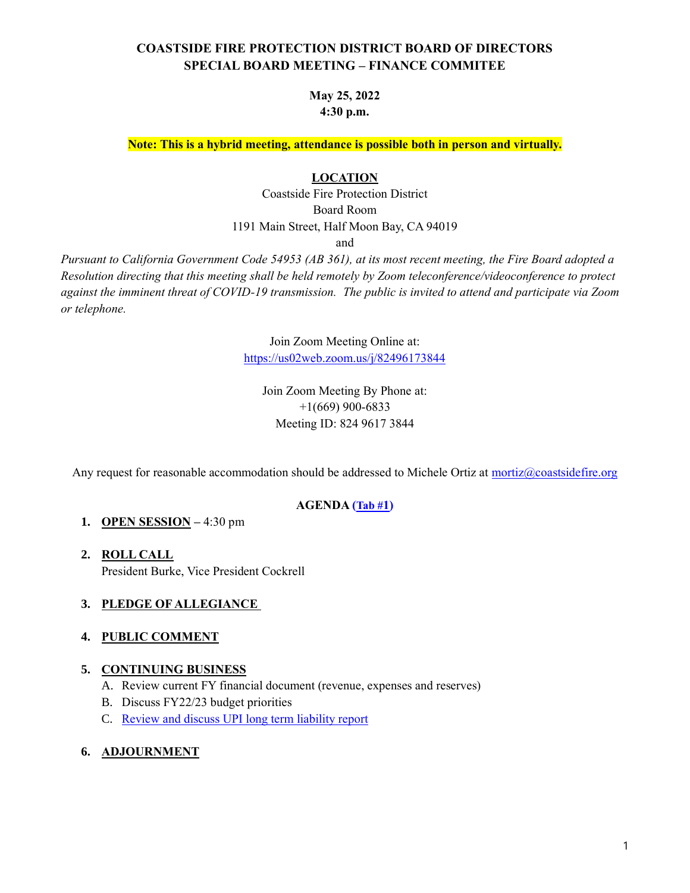# COASTSIDE FIRE PROTECTION DISTRICT BOARD OF DIRECTORS
# SPECIAL BOARD MEETING – FINANCE COMMITEE

**May 25, 2022**
**4:30 p.m.**

**Note: This is a hybrid meeting, attendance is possible both in person and virtually.**

**LOCATION**

Coastside Fire Protection District
Board Room
1191 Main Street, Half Moon Bay, CA 94019
and

*Pursuant to California Government Code 54953 (AB 361), at its most recent meeting, the Fire Board adopted a Resolution directing that this meeting shall be held remotely by Zoom teleconference/videoconference to protect against the imminent threat of COVID-19 transmission. The public is invited to attend and participate via Zoom or telephone.*

Join Zoom Meeting Online at:
https://us02web.zoom.us/j/82496173844

Join Zoom Meeting By Phone at:
+1(669) 900-6833
Meeting ID: 824 9617 3844

Any request for reasonable accommodation should be addressed to Michele Ortiz at mortiz@coastsidefire.org

**AGENDA (Tab #1)**

1. **OPEN SESSION** – 4:30 pm
2. **ROLL CALL**
   President Burke, Vice President Cockrell
3. **PLEDGE OF ALLEGIANCE**
4. **PUBLIC COMMENT**
5. **CONTINUING BUSINESS**
   A. Review current FY financial document (revenue, expenses and reserves)
   B. Discuss FY22/23 budget priorities
   C. Review and discuss UPI long term liability report
6. **ADJOURNMENT**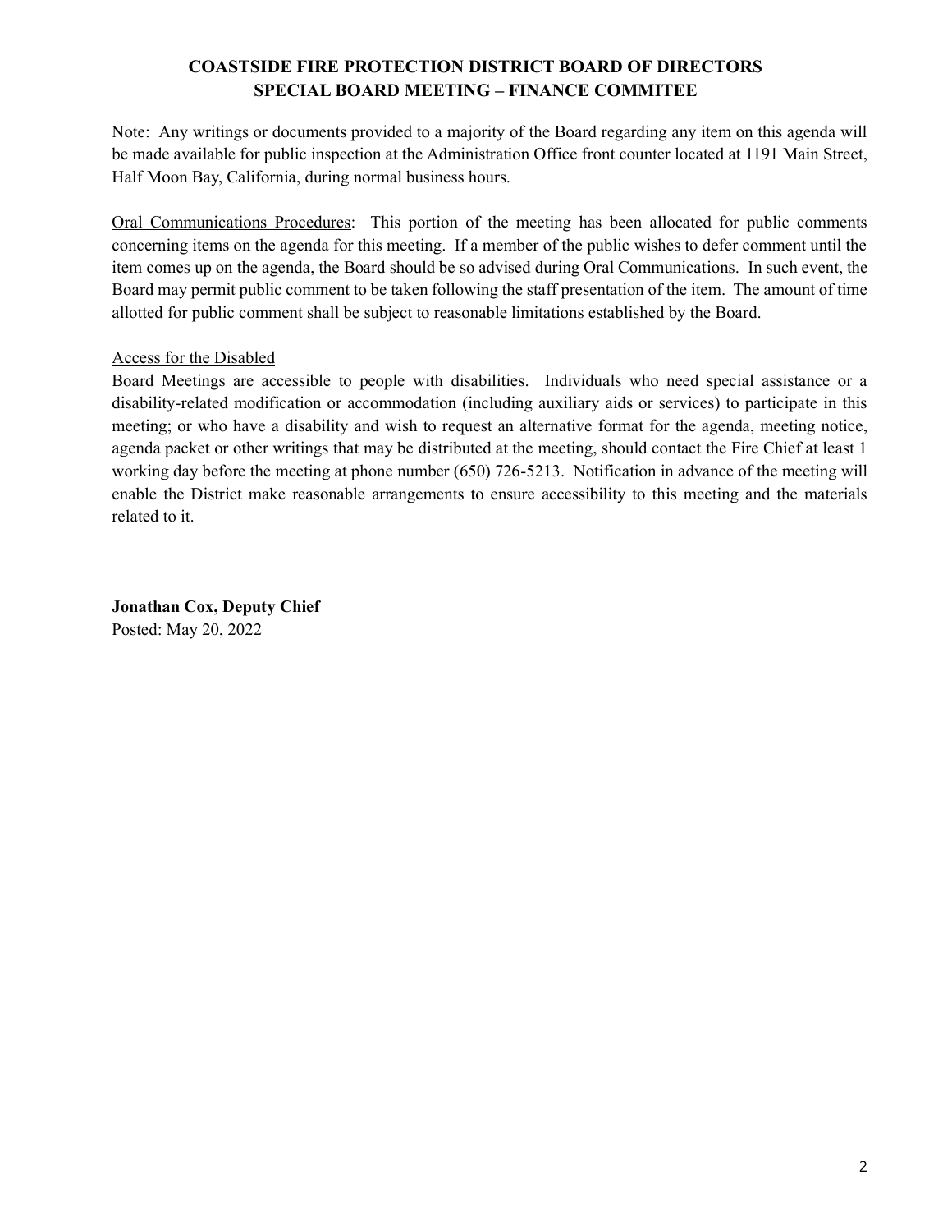## COASTSIDE FIRE PROTECTION DISTRICT BOARD OF DIRECTORS
## SPECIAL BOARD MEETING – FINANCE COMMITEE

Note: Any writings or documents provided to a majority of the Board regarding any item on this agenda will be made available for public inspection at the Administration Office front counter located at 1191 Main Street, Half Moon Bay, California, during normal business hours.

Oral Communications Procedures: This portion of the meeting has been allocated for public comments concerning items on the agenda for this meeting. If a member of the public wishes to defer comment until the item comes up on the agenda, the Board should be so advised during Oral Communications. In such event, the Board may permit public comment to be taken following the staff presentation of the item. The amount of time allotted for public comment shall be subject to reasonable limitations established by the Board.

Access for the Disabled

Board Meetings are accessible to people with disabilities. Individuals who need special assistance or a disability-related modification or accommodation (including auxiliary aids or services) to participate in this meeting; or who have a disability and wish to request an alternative format for the agenda, meeting notice, agenda packet or other writings that may be distributed at the meeting, should contact the Fire Chief at least 1 working day before the meeting at phone number (650) 726-5213. Notification in advance of the meeting will enable the District make reasonable arrangements to ensure accessibility to this meeting and the materials related to it.

**Jonathan Cox, Deputy Chief**
Posted: May 20, 2022